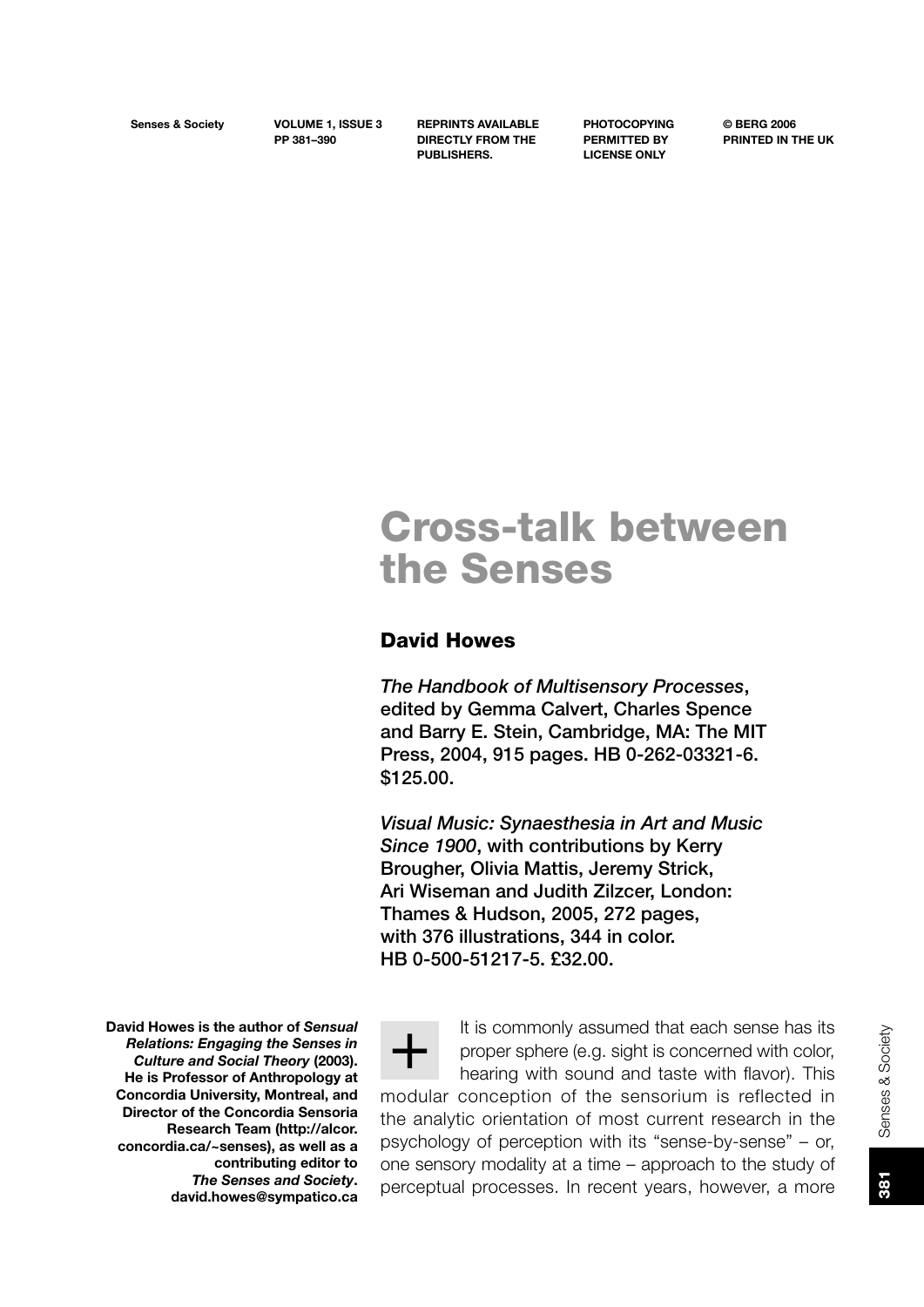# Cross-talk between the Senses

## David Howes

*The Handbook of Multisensory Processes*, edited by Gemma Calvert, Charles Spence and Barry E. Stein, Cambridge, MA: The MIT Press, 2004, 915 pages. HB 0-262-03321-6. $125.00.

*Visual Music: Synaesthesia in Art and Music Since 1900*, with contributions by Kerry Brougher, Olivia Mattis, Jeremy Strick, Ari Wiseman and Judith Zilzcer, London: Thames & Hudson, 2005, 272 pages, with 376 illustrations, 344 in color. HB 0-500-51217-5. £32.00.

**David Howes is the author of *Sensual Relations: Engaging the Senses in Culture and Social Theory* (2003). He is Professor of Anthropology at Concordia University, Montreal, and Director of the Concordia Sensoria Research Team (http://alcor.concordia.ca/~senses), as well as a contributing editor to *The Senses and Society*. david.howes@sympatico.ca**

It is commonly assumed that each sense has its proper sphere (e.g. sight is concerned with color, hearing with sound and taste with flavor). This modular conception of the sensorium is reflected in the analytic orientation of most current research in the psychology of perception with its "sense-by-sense" – or, one sensory modality at a time – approach to the study of perceptual processes. In recent years, however, a more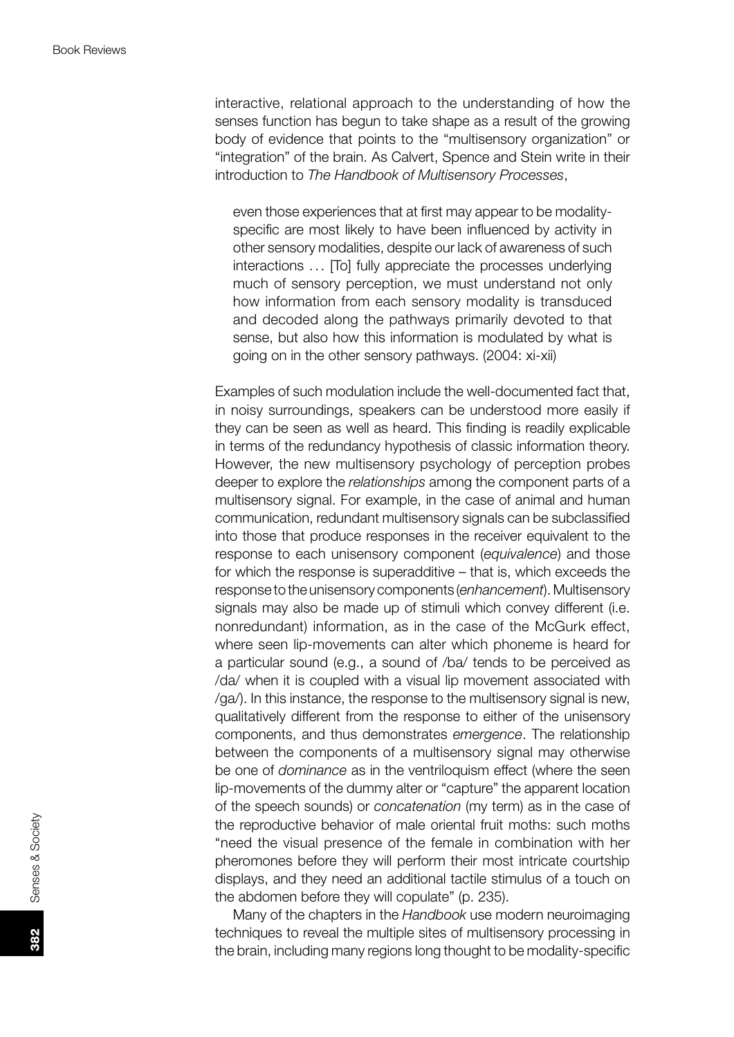interactive, relational approach to the understanding of how the senses function has begun to take shape as a result of the growing body of evidence that points to the "multisensory organization" or "integration" of the brain. As Calvert, Spence and Stein write in their introduction to *The Handbook of Multisensory Processes*,

> even those experiences that at first may appear to be modality-specific are most likely to have been influenced by activity in other sensory modalities, despite our lack of awareness of such interactions ... [To] fully appreciate the processes underlying much of sensory perception, we must understand not only how information from each sensory modality is transduced and decoded along the pathways primarily devoted to that sense, but also how this information is modulated by what is going on in the other sensory pathways. (2004: xi-xii)

Examples of such modulation include the well-documented fact that, in noisy surroundings, speakers can be understood more easily if they can be seen as well as heard. This finding is readily explicable in terms of the redundancy hypothesis of classic information theory. However, the new multisensory psychology of perception probes deeper to explore the *relationships* among the component parts of a multisensory signal. For example, in the case of animal and human communication, redundant multisensory signals can be subclassified into those that produce responses in the receiver equivalent to the response to each unisensory component (*equivalence*) and those for which the response is superadditive – that is, which exceeds the response to the unisensory components (*enhancement*). Multisensory signals may also be made up of stimuli which convey different (i.e. nonredundant) information, as in the case of the McGurk effect, where seen lip-movements can alter which phoneme is heard for a particular sound (e.g., a sound of /ba/ tends to be perceived as /da/ when it is coupled with a visual lip movement associated with /ga/). In this instance, the response to the multisensory signal is new, qualitatively different from the response to either of the unisensory components, and thus demonstrates *emergence*. The relationship between the components of a multisensory signal may otherwise be one of *dominance* as in the ventriloquism effect (where the seen lip-movements of the dummy alter or "capture" the apparent location of the speech sounds) or *concatenation* (my term) as in the case of the reproductive behavior of male oriental fruit moths: such moths "need the visual presence of the female in combination with her pheromones before they will perform their most intricate courtship displays, and they need an additional tactile stimulus of a touch on the abdomen before they will copulate" (p. 235).

Many of the chapters in the *Handbook* use modern neuroimaging techniques to reveal the multiple sites of multisensory processing in the brain, including many regions long thought to be modality-specific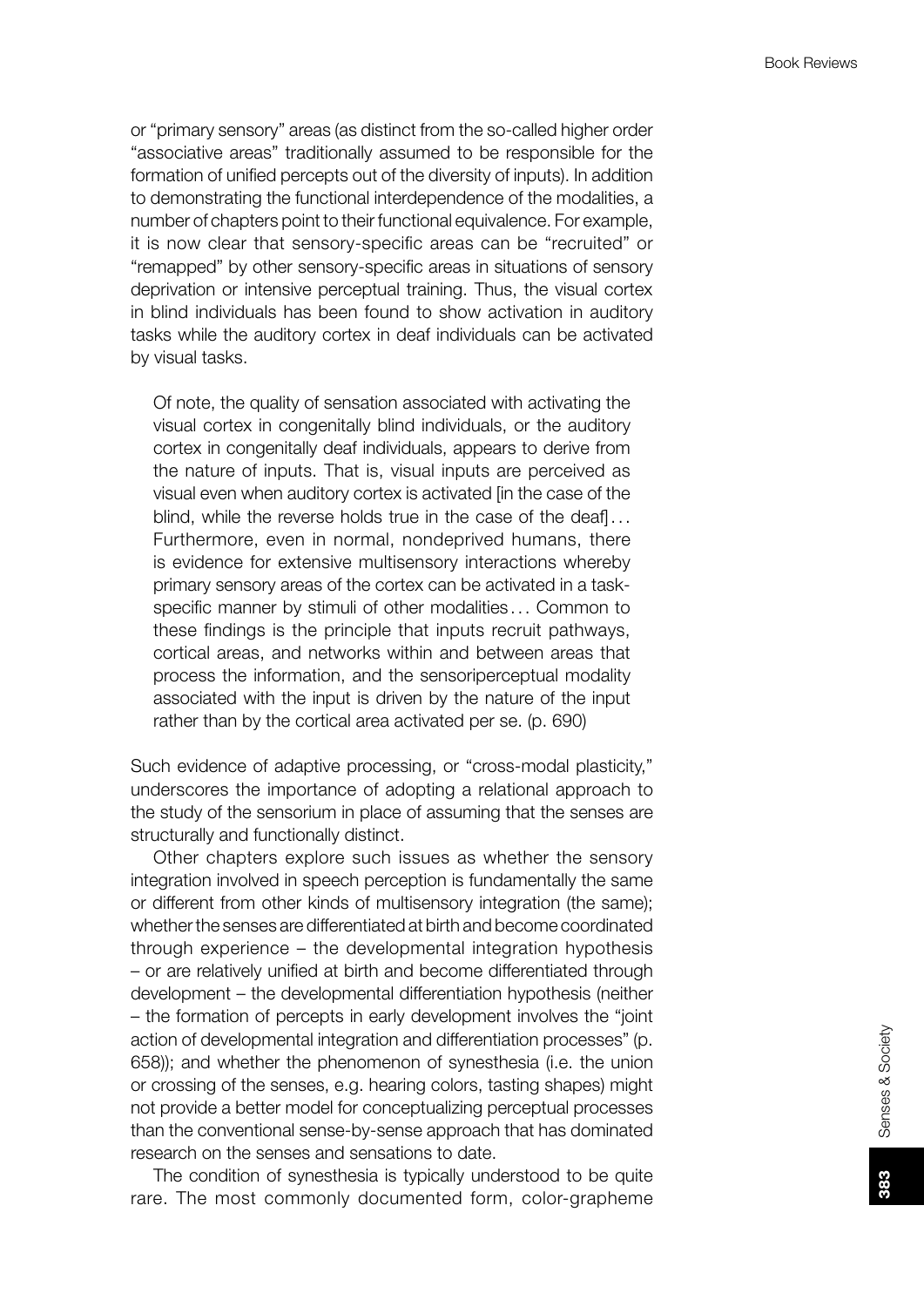or "primary sensory" areas (as distinct from the so-called higher order "associative areas" traditionally assumed to be responsible for the formation of unified percepts out of the diversity of inputs). In addition to demonstrating the functional interdependence of the modalities, a number of chapters point to their functional equivalence. For example, it is now clear that sensory-specific areas can be "recruited" or "remapped" by other sensory-specific areas in situations of sensory deprivation or intensive perceptual training. Thus, the visual cortex in blind individuals has been found to show activation in auditory tasks while the auditory cortex in deaf individuals can be activated by visual tasks.

> Of note, the quality of sensation associated with activating the visual cortex in congenitally blind individuals, or the auditory cortex in congenitally deaf individuals, appears to derive from the nature of inputs. That is, visual inputs are perceived as visual even when auditory cortex is activated [in the case of the blind, while the reverse holds true in the case of the deaf]... Furthermore, even in normal, nondeprived humans, there is evidence for extensive multisensory interactions whereby primary sensory areas of the cortex can be activated in a task-specific manner by stimuli of other modalities... Common to these findings is the principle that inputs recruit pathways, cortical areas, and networks within and between areas that process the information, and the sensoriperceptual modality associated with the input is driven by the nature of the input rather than by the cortical area activated per se. (p. 690)

Such evidence of adaptive processing, or "cross-modal plasticity," underscores the importance of adopting a relational approach to the study of the sensorium in place of assuming that the senses are structurally and functionally distinct.

Other chapters explore such issues as whether the sensory integration involved in speech perception is fundamentally the same or different from other kinds of multisensory integration (the same); whether the senses are differentiated at birth and become coordinated through experience – the developmental integration hypothesis – or are relatively unified at birth and become differentiated through development – the developmental differentiation hypothesis (neither – the formation of percepts in early development involves the "joint action of developmental integration and differentiation processes" (p. 658)); and whether the phenomenon of synesthesia (i.e. the union or crossing of the senses, e.g. hearing colors, tasting shapes) might not provide a better model for conceptualizing perceptual processes than the conventional sense-by-sense approach that has dominated research on the senses and sensations to date.

The condition of synesthesia is typically understood to be quite rare. The most commonly documented form, color-grapheme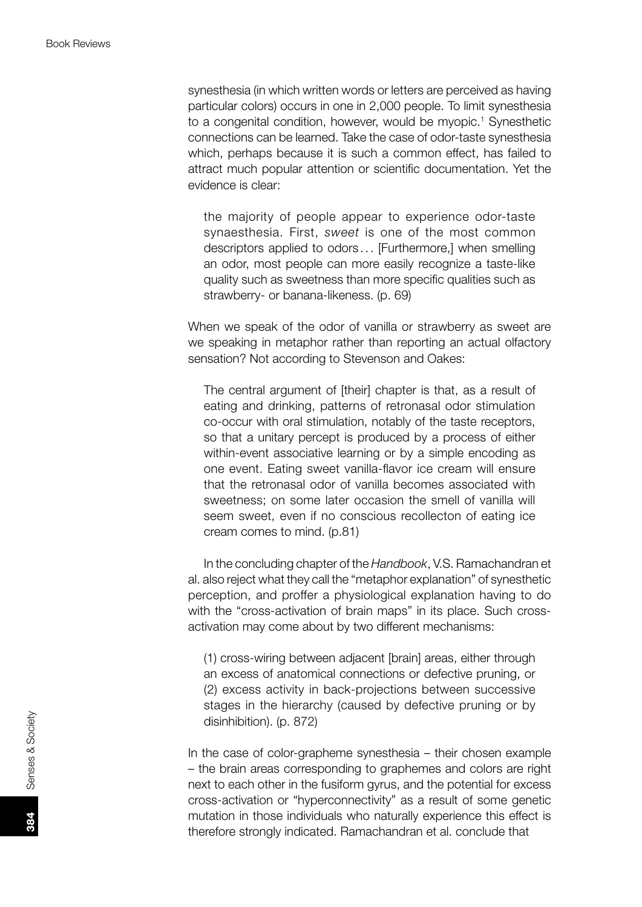synesthesia (in which written words or letters are perceived as having particular colors) occurs in one in 2,000 people. To limit synesthesia to a congenital condition, however, would be myopic.[1] Synesthetic connections can be learned. Take the case of odor-taste synesthesia which, perhaps because it is such a common effect, has failed to attract much popular attention or scientific documentation. Yet the evidence is clear:

> the majority of people appear to experience odor-taste synaesthesia. First, *sweet* is one of the most common descriptors applied to odors… [Furthermore,] when smelling an odor, most people can more easily recognize a taste-like quality such as sweetness than more specific qualities such as strawberry- or banana-likeness. (p. 69)

When we speak of the odor of vanilla or strawberry as sweet are we speaking in metaphor rather than reporting an actual olfactory sensation? Not according to Stevenson and Oakes:

> The central argument of [their] chapter is that, as a result of eating and drinking, patterns of retronasal odor stimulation co-occur with oral stimulation, notably of the taste receptors, so that a unitary percept is produced by a process of either within-event associative learning or by a simple encoding as one event. Eating sweet vanilla-flavor ice cream will ensure that the retronasal odor of vanilla becomes associated with sweetness; on some later occasion the smell of vanilla will seem sweet, even if no conscious recollecton of eating ice cream comes to mind. (p.81)

In the concluding chapter of the *Handbook*, V.S. Ramachandran et al. also reject what they call the "metaphor explanation" of synesthetic perception, and proffer a physiological explanation having to do with the "cross-activation of brain maps" in its place. Such cross-activation may come about by two different mechanisms:

> (1) cross-wiring between adjacent [brain] areas, either through an excess of anatomical connections or defective pruning, or (2) excess activity in back-projections between successive stages in the hierarchy (caused by defective pruning or by disinhibition). (p. 872)

In the case of color-grapheme synesthesia – their chosen example – the brain areas corresponding to graphemes and colors are right next to each other in the fusiform gyrus, and the potential for excess cross-activation or "hyperconnectivity" as a result of some genetic mutation in those individuals who naturally experience this effect is therefore strongly indicated. Ramachandran et al. conclude that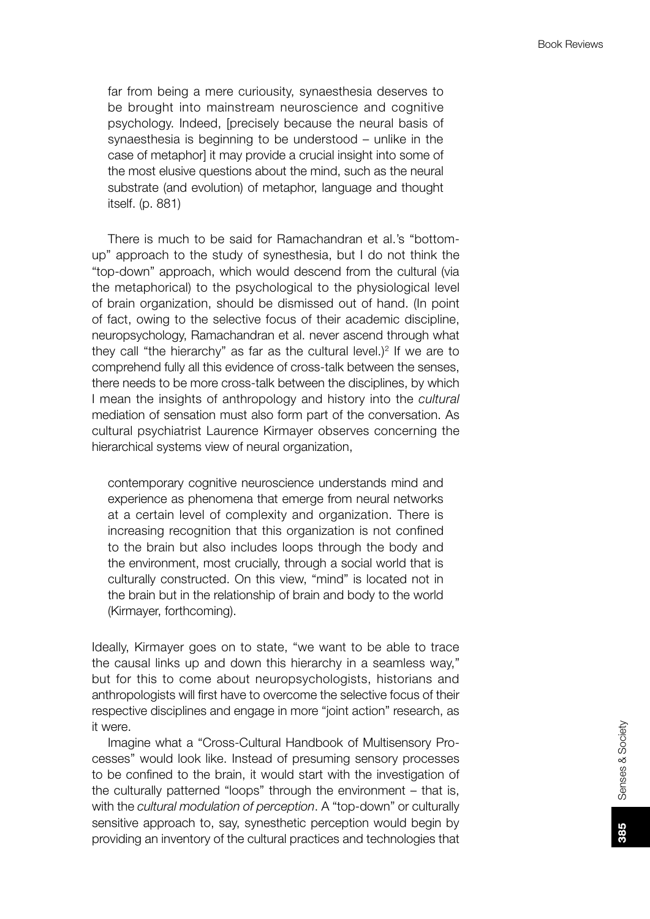> far from being a mere curiousity, synaesthesia deserves to be brought into mainstream neuroscience and cognitive psychology. Indeed, [precisely because the neural basis of synaesthesia is beginning to be understood – unlike in the case of metaphor] it may provide a crucial insight into some of the most elusive questions about the mind, such as the neural substrate (and evolution) of metaphor, language and thought itself. (p. 881)

There is much to be said for Ramachandran et al.'s "bottom-up" approach to the study of synesthesia, but I do not think the "top-down" approach, which would descend from the cultural (via the metaphorical) to the psychological to the physiological level of brain organization, should be dismissed out of hand. (In point of fact, owing to the selective focus of their academic discipline, neuropsychology, Ramachandran et al. never ascend through what they call "the hierarchy" as far as the cultural level.)[2] If we are to comprehend fully all this evidence of cross-talk between the senses, there needs to be more cross-talk between the disciplines, by which I mean the insights of anthropology and history into the *cultural* mediation of sensation must also form part of the conversation. As cultural psychiatrist Laurence Kirmayer observes concerning the hierarchical systems view of neural organization,

> contemporary cognitive neuroscience understands mind and experience as phenomena that emerge from neural networks at a certain level of complexity and organization. There is increasing recognition that this organization is not confined to the brain but also includes loops through the body and the environment, most crucially, through a social world that is culturally constructed. On this view, "mind" is located not in the brain but in the relationship of brain and body to the world (Kirmayer, forthcoming).

Ideally, Kirmayer goes on to state, "we want to be able to trace the causal links up and down this hierarchy in a seamless way," but for this to come about neuropsychologists, historians and anthropologists will first have to overcome the selective focus of their respective disciplines and engage in more "joint action" research, as it were.

Imagine what a "Cross-Cultural Handbook of Multisensory Processes" would look like. Instead of presuming sensory processes to be confined to the brain, it would start with the investigation of the culturally patterned "loops" through the environment – that is, with the *cultural modulation of perception*. A "top-down" or culturally sensitive approach to, say, synesthetic perception would begin by providing an inventory of the cultural practices and technologies that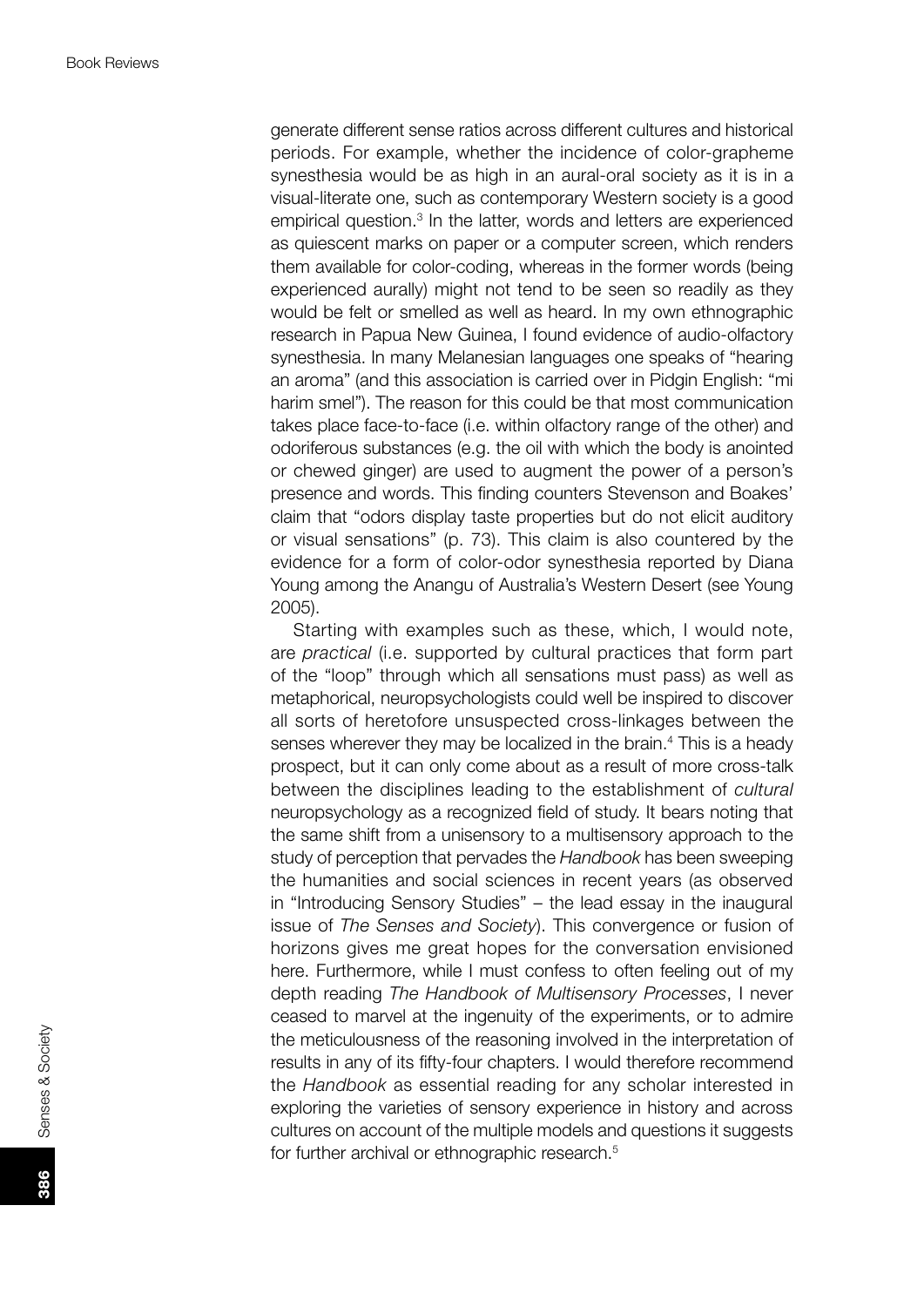generate different sense ratios across different cultures and historical periods. For example, whether the incidence of color-grapheme synesthesia would be as high in an aural-oral society as it is in a visual-literate one, such as contemporary Western society is a good empirical question.[3] In the latter, words and letters are experienced as quiescent marks on paper or a computer screen, which renders them available for color-coding, whereas in the former words (being experienced aurally) might not tend to be seen so readily as they would be felt or smelled as well as heard. In my own ethnographic research in Papua New Guinea, I found evidence of audio-olfactory synesthesia. In many Melanesian languages one speaks of "hearing an aroma" (and this association is carried over in Pidgin English: "mi harim smel"). The reason for this could be that most communication takes place face-to-face (i.e. within olfactory range of the other) and odoriferous substances (e.g. the oil with which the body is anointed or chewed ginger) are used to augment the power of a person's presence and words. This finding counters Stevenson and Boakes' claim that "odors display taste properties but do not elicit auditory or visual sensations" (p. 73). This claim is also countered by the evidence for a form of color-odor synesthesia reported by Diana Young among the Anangu of Australia's Western Desert (see Young 2005).

Starting with examples such as these, which, I would note, are *practical* (i.e. supported by cultural practices that form part of the "loop" through which all sensations must pass) as well as metaphorical, neuropsychologists could well be inspired to discover all sorts of heretofore unsuspected cross-linkages between the senses wherever they may be localized in the brain.[4] This is a heady prospect, but it can only come about as a result of more cross-talk between the disciplines leading to the establishment of *cultural* neuropsychology as a recognized field of study. It bears noting that the same shift from a unisensory to a multisensory approach to the study of perception that pervades the *Handbook* has been sweeping the humanities and social sciences in recent years (as observed in "Introducing Sensory Studies" – the lead essay in the inaugural issue of *The Senses and Society*). This convergence or fusion of horizons gives me great hopes for the conversation envisioned here. Furthermore, while I must confess to often feeling out of my depth reading *The Handbook of Multisensory Processes*, I never ceased to marvel at the ingenuity of the experiments, or to admire the meticulousness of the reasoning involved in the interpretation of results in any of its fifty-four chapters. I would therefore recommend the *Handbook* as essential reading for any scholar interested in exploring the varieties of sensory experience in history and across cultures on account of the multiple models and questions it suggests for further archival or ethnographic research.[5]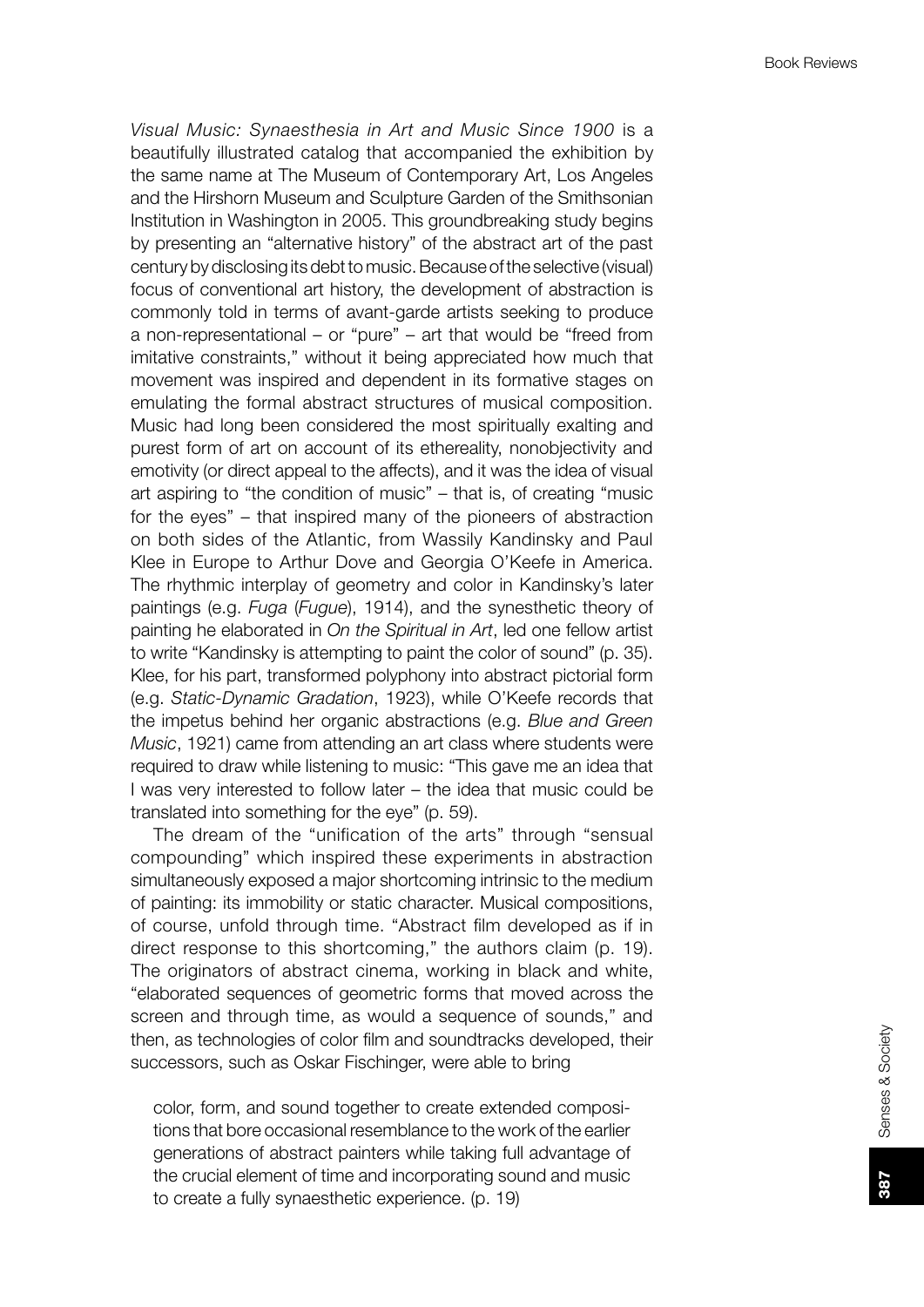*Visual Music: Synaesthesia in Art and Music Since 1900* is a beautifully illustrated catalog that accompanied the exhibition by the same name at The Museum of Contemporary Art, Los Angeles and the Hirshorn Museum and Sculpture Garden of the Smithsonian Institution in Washington in 2005. This groundbreaking study begins by presenting an "alternative history" of the abstract art of the past century by disclosing its debt to music. Because of the selective (visual) focus of conventional art history, the development of abstraction is commonly told in terms of avant-garde artists seeking to produce a non-representational – or "pure" – art that would be "freed from imitative constraints," without it being appreciated how much that movement was inspired and dependent in its formative stages on emulating the formal abstract structures of musical composition. Music had long been considered the most spiritually exalting and purest form of art on account of its ethereality, nonobjectivity and emotivity (or direct appeal to the affects), and it was the idea of visual art aspiring to "the condition of music" – that is, of creating "music for the eyes" – that inspired many of the pioneers of abstraction on both sides of the Atlantic, from Wassily Kandinsky and Paul Klee in Europe to Arthur Dove and Georgia O'Keefe in America. The rhythmic interplay of geometry and color in Kandinsky's later paintings (e.g. *Fuga* (*Fugue*), 1914), and the synesthetic theory of painting he elaborated in *On the Spiritual in Art*, led one fellow artist to write "Kandinsky is attempting to paint the color of sound" (p. 35). Klee, for his part, transformed polyphony into abstract pictorial form (e.g. *Static-Dynamic Gradation*, 1923), while O'Keefe records that the impetus behind her organic abstractions (e.g. *Blue and Green Music*, 1921) came from attending an art class where students were required to draw while listening to music: "This gave me an idea that I was very interested to follow later – the idea that music could be translated into something for the eye" (p. 59).

The dream of the "unification of the arts" through "sensual compounding" which inspired these experiments in abstraction simultaneously exposed a major shortcoming intrinsic to the medium of painting: its immobility or static character. Musical compositions, of course, unfold through time. "Abstract film developed as if in direct response to this shortcoming," the authors claim (p. 19). The originators of abstract cinema, working in black and white, "elaborated sequences of geometric forms that moved across the screen and through time, as would a sequence of sounds," and then, as technologies of color film and soundtracks developed, their successors, such as Oskar Fischinger, were able to bring

> color, form, and sound together to create extended compositions that bore occasional resemblance to the work of the earlier generations of abstract painters while taking full advantage of the crucial element of time and incorporating sound and music to create a fully synaesthetic experience. (p. 19)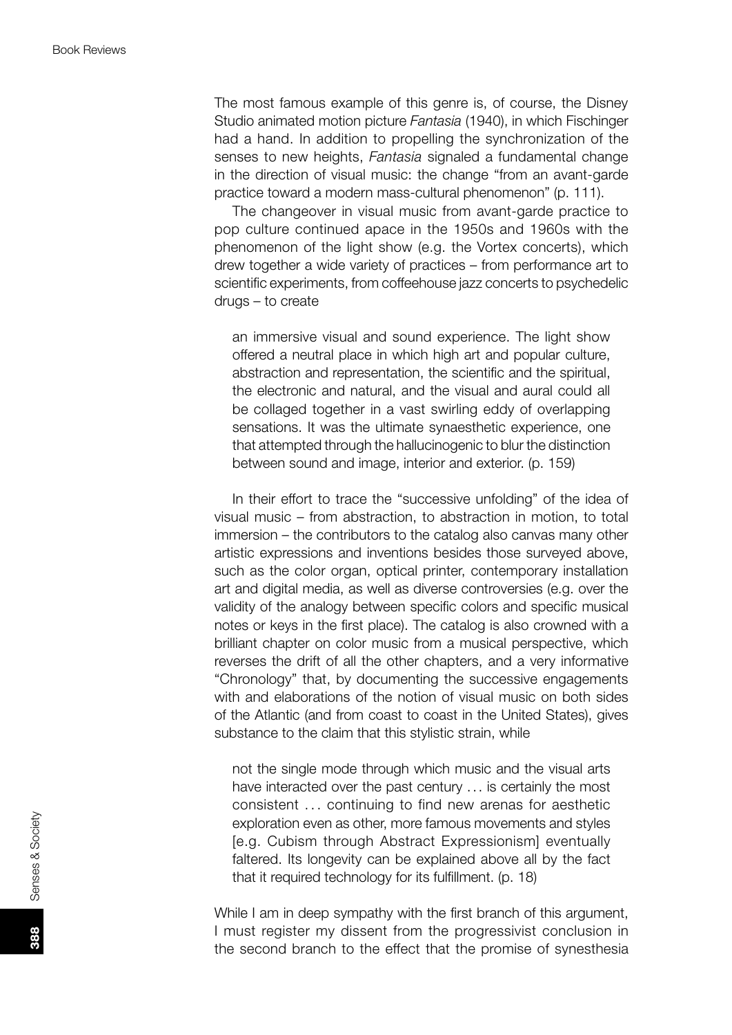The most famous example of this genre is, of course, the Disney Studio animated motion picture *Fantasia* (1940), in which Fischinger had a hand. In addition to propelling the synchronization of the senses to new heights, *Fantasia* signaled a fundamental change in the direction of visual music: the change "from an avant-garde practice toward a modern mass-cultural phenomenon" (p. 111).

The changeover in visual music from avant-garde practice to pop culture continued apace in the 1950s and 1960s with the phenomenon of the light show (e.g. the Vortex concerts), which drew together a wide variety of practices – from performance art to scientific experiments, from coffeehouse jazz concerts to psychedelic drugs – to create

> an immersive visual and sound experience. The light show offered a neutral place in which high art and popular culture, abstraction and representation, the scientific and the spiritual, the electronic and natural, and the visual and aural could all be collaged together in a vast swirling eddy of overlapping sensations. It was the ultimate synaesthetic experience, one that attempted through the hallucinogenic to blur the distinction between sound and image, interior and exterior. (p. 159)

In their effort to trace the "successive unfolding" of the idea of visual music – from abstraction, to abstraction in motion, to total immersion – the contributors to the catalog also canvas many other artistic expressions and inventions besides those surveyed above, such as the color organ, optical printer, contemporary installation art and digital media, as well as diverse controversies (e.g. over the validity of the analogy between specific colors and specific musical notes or keys in the first place). The catalog is also crowned with a brilliant chapter on color music from a musical perspective, which reverses the drift of all the other chapters, and a very informative "Chronology" that, by documenting the successive engagements with and elaborations of the notion of visual music on both sides of the Atlantic (and from coast to coast in the United States), gives substance to the claim that this stylistic strain, while

> not the single mode through which music and the visual arts have interacted over the past century … is certainly the most consistent … continuing to find new arenas for aesthetic exploration even as other, more famous movements and styles [e.g. Cubism through Abstract Expressionism] eventually faltered. Its longevity can be explained above all by the fact that it required technology for its fulfillment. (p. 18)

While I am in deep sympathy with the first branch of this argument, I must register my dissent from the progressivist conclusion in the second branch to the effect that the promise of synesthesia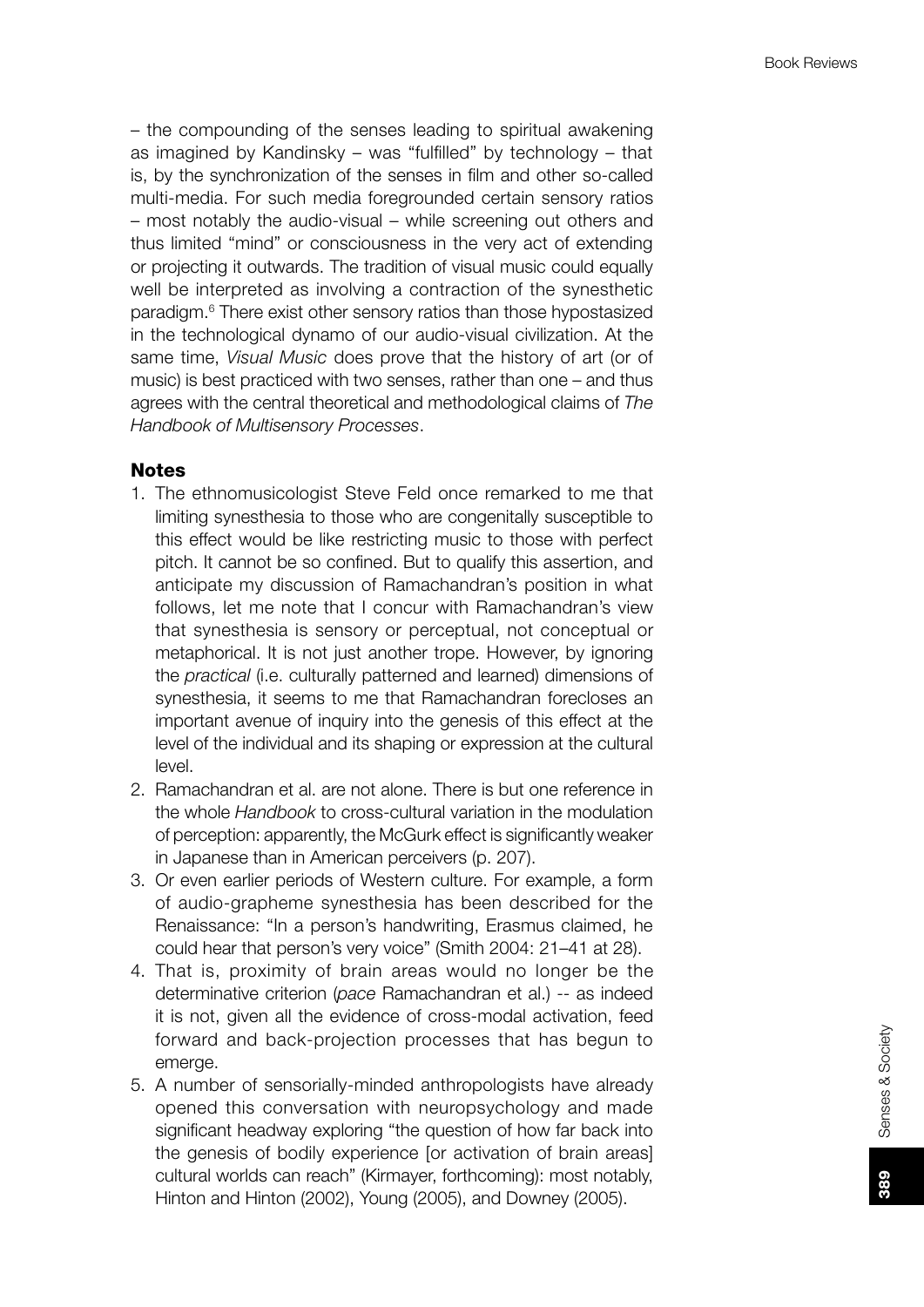– the compounding of the senses leading to spiritual awakening as imagined by Kandinsky – was "fulfilled" by technology – that is, by the synchronization of the senses in film and other so-called multi-media. For such media foregrounded certain sensory ratios – most notably the audio-visual – while screening out others and thus limited "mind" or consciousness in the very act of extending or projecting it outwards. The tradition of visual music could equally well be interpreted as involving a contraction of the synesthetic paradigm.[6] There exist other sensory ratios than those hypostasized in the technological dynamo of our audio-visual civilization. At the same time, *Visual Music* does prove that the history of art (or of music) is best practiced with two senses, rather than one – and thus agrees with the central theoretical and methodological claims of *The Handbook of Multisensory Processes*.

## Notes

1. The ethnomusicologist Steve Feld once remarked to me that limiting synesthesia to those who are congenitally susceptible to this effect would be like restricting music to those with perfect pitch. It cannot be so confined. But to qualify this assertion, and anticipate my discussion of Ramachandran's position in what follows, let me note that I concur with Ramachandran's view that synesthesia is sensory or perceptual, not conceptual or metaphorical. It is not just another trope. However, by ignoring the *practical* (i.e. culturally patterned and learned) dimensions of synesthesia, it seems to me that Ramachandran forecloses an important avenue of inquiry into the genesis of this effect at the level of the individual and its shaping or expression at the cultural level.
2. Ramachandran et al. are not alone. There is but one reference in the whole *Handbook* to cross-cultural variation in the modulation of perception: apparently, the McGurk effect is significantly weaker in Japanese than in American perceivers (p. 207).
3. Or even earlier periods of Western culture. For example, a form of audio-grapheme synesthesia has been described for the Renaissance: "In a person's handwriting, Erasmus claimed, he could hear that person's very voice" (Smith 2004: 21–41 at 28).
4. That is, proximity of brain areas would no longer be the determinative criterion (*pace* Ramachandran et al.) -- as indeed it is not, given all the evidence of cross-modal activation, feed forward and back-projection processes that has begun to emerge.
5. A number of sensorially-minded anthropologists have already opened this conversation with neuropsychology and made significant headway exploring "the question of how far back into the genesis of bodily experience [or activation of brain areas] cultural worlds can reach" (Kirmayer, forthcoming): most notably, Hinton and Hinton (2002), Young (2005), and Downey (2005).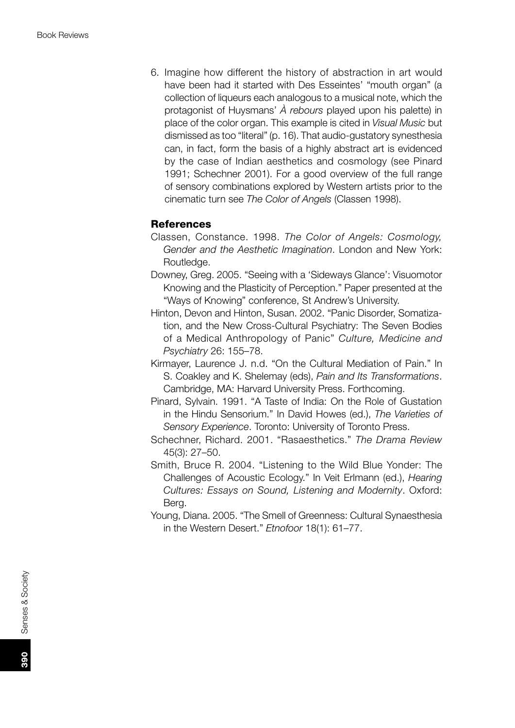6. Imagine how different the history of abstraction in art would have been had it started with Des Esseintes' "mouth organ" (a collection of liqueurs each analogous to a musical note, which the protagonist of Huysmans' *À rebours* played upon his palette) in place of the color organ. This example is cited in *Visual Music* but dismissed as too "literal" (p. 16). That audio-gustatory synesthesia can, in fact, form the basis of a highly abstract art is evidenced by the case of Indian aesthetics and cosmology (see Pinard 1991; Schechner 2001). For a good overview of the full range of sensory combinations explored by Western artists prior to the cinematic turn see *The Color of Angels* (Classen 1998).

## References

Classen, Constance. 1998. *The Color of Angels: Cosmology, Gender and the Aesthetic Imagination*. London and New York: Routledge.

Downey, Greg. 2005. "Seeing with a 'Sideways Glance': Visuomotor Knowing and the Plasticity of Perception." Paper presented at the "Ways of Knowing" conference, St Andrew's University.

Hinton, Devon and Hinton, Susan. 2002. "Panic Disorder, Somatization, and the New Cross-Cultural Psychiatry: The Seven Bodies of a Medical Anthropology of Panic" *Culture, Medicine and Psychiatry* 26: 155–78.

Kirmayer, Laurence J. n.d. "On the Cultural Mediation of Pain." In S. Coakley and K. Shelemay (eds), *Pain and Its Transformations*. Cambridge, MA: Harvard University Press. Forthcoming.

Pinard, Sylvain. 1991. "A Taste of India: On the Role of Gustation in the Hindu Sensorium." In David Howes (ed.), *The Varieties of Sensory Experience*. Toronto: University of Toronto Press.

Schechner, Richard. 2001. "Rasaesthetics." *The Drama Review* 45(3): 27–50.

Smith, Bruce R. 2004. "Listening to the Wild Blue Yonder: The Challenges of Acoustic Ecology." In Veit Erlmann (ed.), *Hearing Cultures: Essays on Sound, Listening and Modernity*. Oxford: Berg.

Young, Diana. 2005. "The Smell of Greenness: Cultural Synaesthesia in the Western Desert." *Etnofoor* 18(1): 61–77.